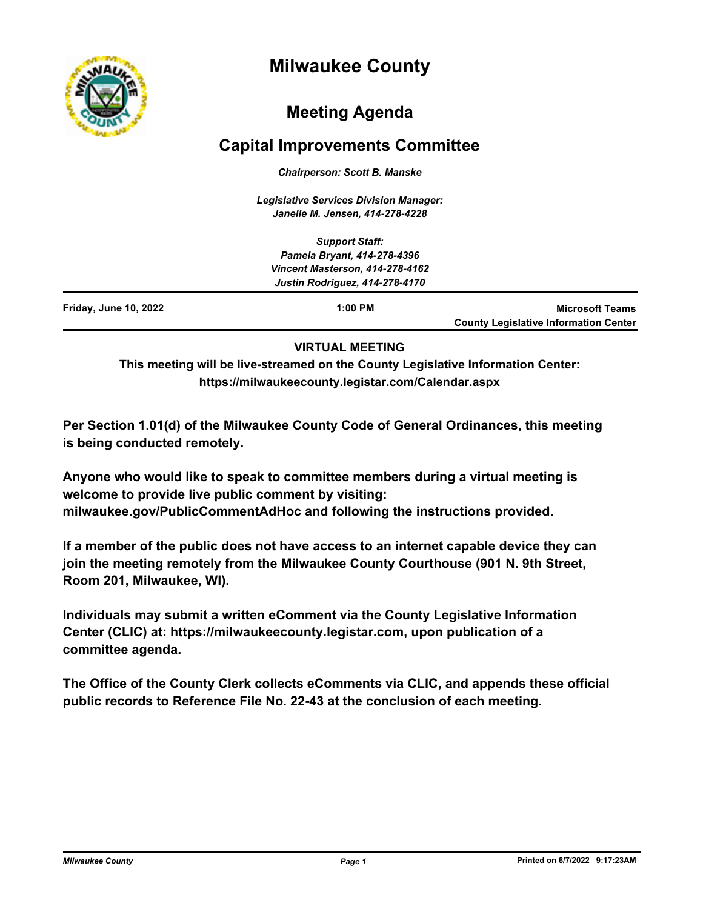# Milwaukee County

## Meeting Agenda

## Capital Improvements Committee

*Chairperson: Scott B. Manske*

*Legislative Services Division Manager:*
*Janelle M. Jensen, 414-278-4228*

*Support Staff:*
*Pamela Bryant, 414-278-4396*
*Vincent Masterson, 414-278-4162*
*Justin Rodriguez, 414-278-4170*

---

**Friday, June 10, 2022** | **1:00 PM** | **Microsoft Teams** | **County Legislative Information Center**

---

**VIRTUAL MEETING**

**This meeting will be live-streamed on the County Legislative Information Center: https://milwaukeecounty.legistar.com/Calendar.aspx**

**Per Section 1.01(d) of the Milwaukee County Code of General Ordinances, this meeting is being conducted remotely.**

**Anyone who would like to speak to committee members during a virtual meeting is welcome to provide live public comment by visiting: milwaukee.gov/PublicCommentAdHoc and following the instructions provided.**

**If a member of the public does not have access to an internet capable device they can join the meeting remotely from the Milwaukee County Courthouse (901 N. 9th Street, Room 201, Milwaukee, WI).**

**Individuals may submit a written eComment via the County Legislative Information Center (CLIC) at: https://milwaukeecounty.legistar.com, upon publication of a committee agenda.**

**The Office of the County Clerk collects eComments via CLIC, and appends these official public records to Reference File No. 22-43 at the conclusion of each meeting.**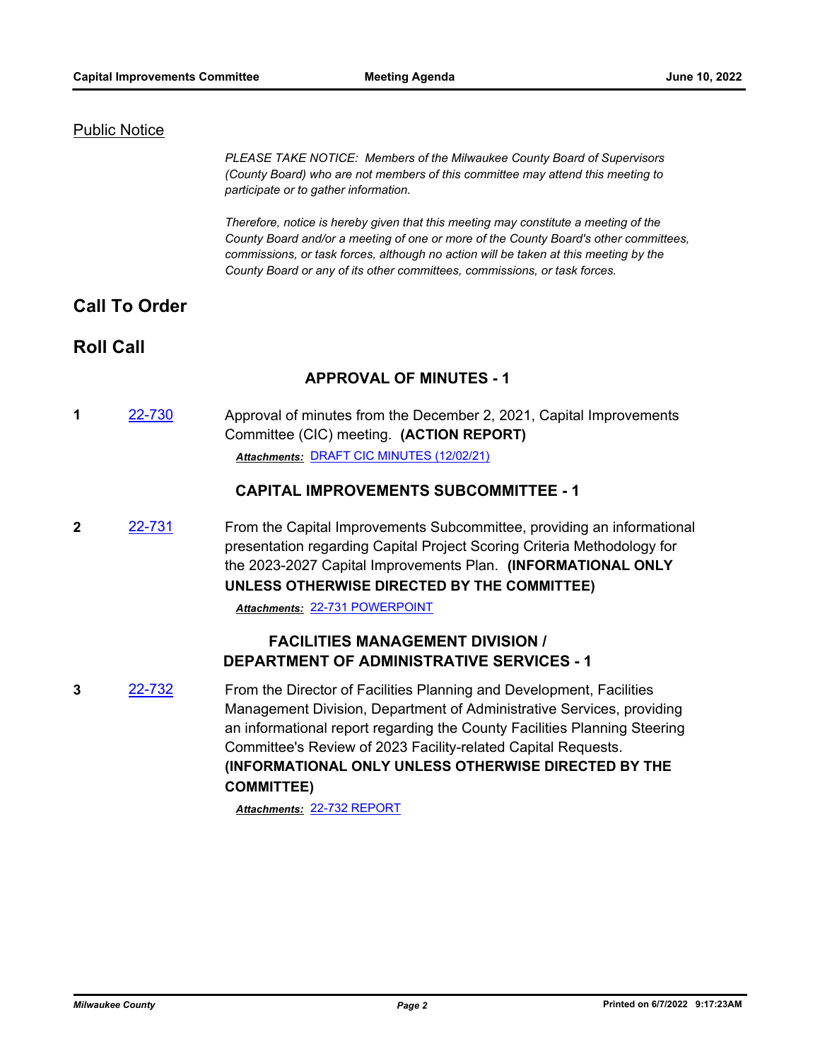## Public Notice

*PLEASE TAKE NOTICE: Members of the Milwaukee County Board of Supervisors (County Board) who are not members of this committee may attend this meeting to participate or to gather information.*

*Therefore, notice is hereby given that this meeting may constitute a meeting of the County Board and/or a meeting of one or more of the County Board's other committees, commissions, or task forces, although no action will be taken at this meeting by the County Board or any of its other committees, commissions, or task forces.*

# Call To Order

# Roll Call

### APPROVAL OF MINUTES - 1

**1** 22-730 Approval of minutes from the December 2, 2021, Capital Improvements Committee (CIC) meeting. **(ACTION REPORT)**

***Attachments:*** DRAFT CIC MINUTES (12/02/21)

### CAPITAL IMPROVEMENTS SUBCOMMITTEE - 1

**2** 22-731 From the Capital Improvements Subcommittee, providing an informational presentation regarding Capital Project Scoring Criteria Methodology for the 2023-2027 Capital Improvements Plan. **(INFORMATIONAL ONLY UNLESS OTHERWISE DIRECTED BY THE COMMITTEE)**

***Attachments:*** 22-731 POWERPOINT

### FACILITIES MANAGEMENT DIVISION / DEPARTMENT OF ADMINISTRATIVE SERVICES - 1

**3** 22-732 From the Director of Facilities Planning and Development, Facilities Management Division, Department of Administrative Services, providing an informational report regarding the County Facilities Planning Steering Committee's Review of 2023 Facility-related Capital Requests. **(INFORMATIONAL ONLY UNLESS OTHERWISE DIRECTED BY THE COMMITTEE)**

***Attachments:*** 22-732 REPORT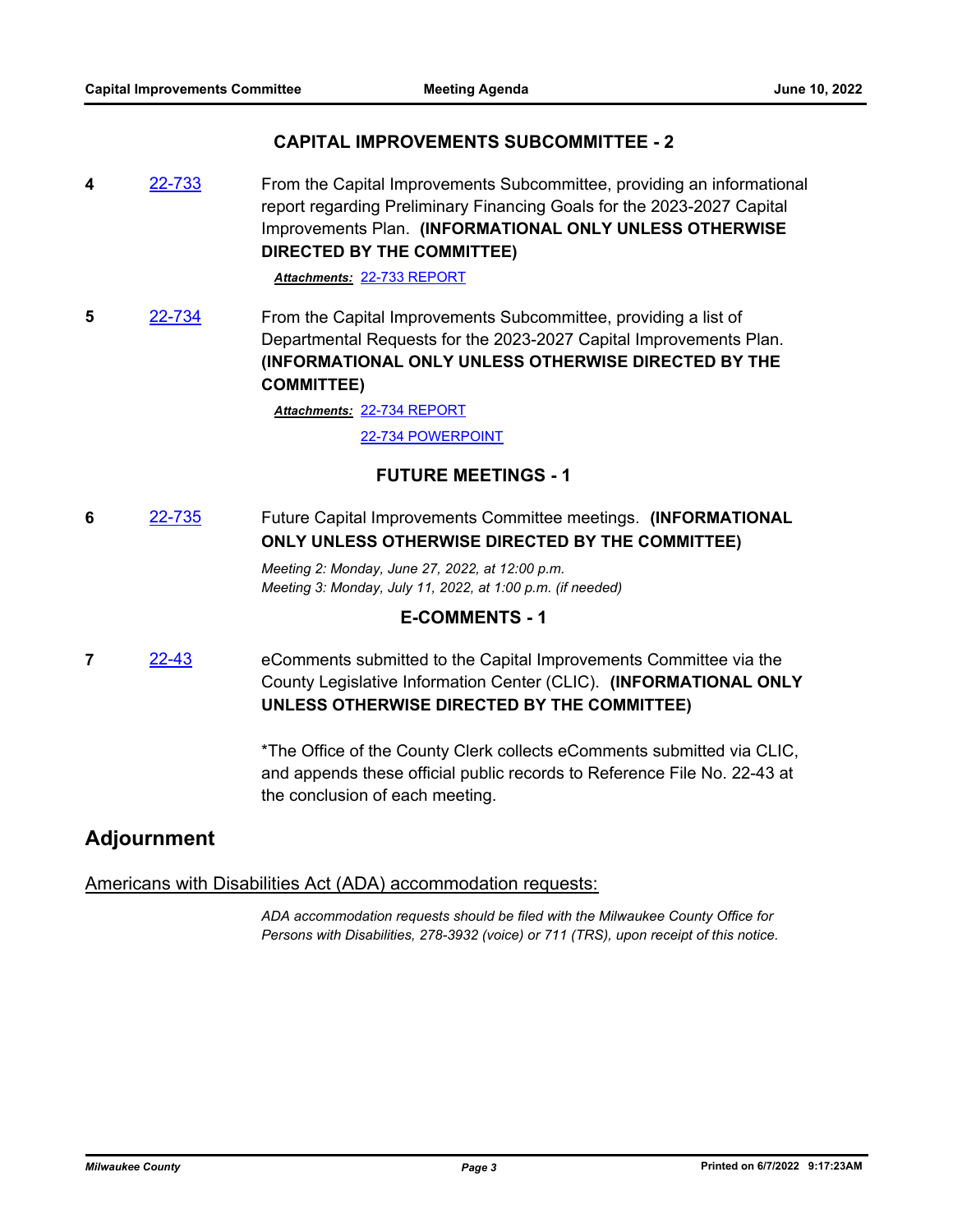### CAPITAL IMPROVEMENTS SUBCOMMITTEE - 2

**4** 22-733 From the Capital Improvements Subcommittee, providing an informational report regarding Preliminary Financing Goals for the 2023-2027 Capital Improvements Plan. **(INFORMATIONAL ONLY UNLESS OTHERWISE DIRECTED BY THE COMMITTEE)**

***Attachments:*** 22-733 REPORT

**5** 22-734 From the Capital Improvements Subcommittee, providing a list of Departmental Requests for the 2023-2027 Capital Improvements Plan. **(INFORMATIONAL ONLY UNLESS OTHERWISE DIRECTED BY THE COMMITTEE)**

***Attachments:*** 22-734 REPORT

22-734 POWERPOINT

### FUTURE MEETINGS - 1

**6** 22-735 Future Capital Improvements Committee meetings. **(INFORMATIONAL ONLY UNLESS OTHERWISE DIRECTED BY THE COMMITTEE)**

*Meeting 2: Monday, June 27, 2022, at 12:00 p.m.*
*Meeting 3: Monday, July 11, 2022, at 1:00 p.m. (if needed)*

### E-COMMENTS - 1

**7** 22-43 eComments submitted to the Capital Improvements Committee via the County Legislative Information Center (CLIC). **(INFORMATIONAL ONLY UNLESS OTHERWISE DIRECTED BY THE COMMITTEE)**

*The Office of the County Clerk collects eComments submitted via CLIC, and appends these official public records to Reference File No. 22-43 at the conclusion of each meeting.

## Adjournment

Americans with Disabilities Act (ADA) accommodation requests:

*ADA accommodation requests should be filed with the Milwaukee County Office for Persons with Disabilities, 278-3932 (voice) or 711 (TRS), upon receipt of this notice.*